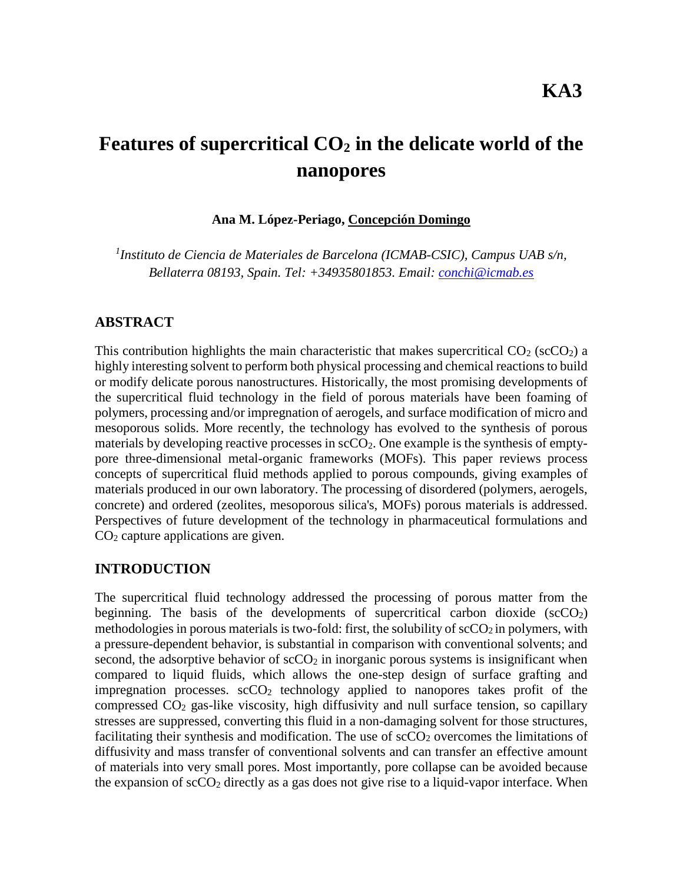# KA3

# Features of supercritical $CO_2$ in the delicate world of the nanopores

**Ana M. López-Periago, Concepción Domingo**

*[1]Instituto de Ciencia de Materiales de Barcelona (ICMAB-CSIC), Campus UAB s/n, Bellaterra 08193, Spain. Tel: +34935801853. Email: conchi@icmab.es*

## ABSTRACT

This contribution highlights the main characteristic that makes supercritical $CO_2$ ($scCO_2$) a highly interesting solvent to perform both physical processing and chemical reactions to build or modify delicate porous nanostructures. Historically, the most promising developments of the supercritical fluid technology in the field of porous materials have been foaming of polymers, processing and/or impregnation of aerogels, and surface modification of micro and mesoporous solids. More recently, the technology has evolved to the synthesis of porous materials by developing reactive processes in $scCO_2$. One example is the synthesis of empty-pore three-dimensional metal-organic frameworks (MOFs). This paper reviews process concepts of supercritical fluid methods applied to porous compounds, giving examples of materials produced in our own laboratory. The processing of disordered (polymers, aerogels, concrete) and ordered (zeolites, mesoporous silica's, MOFs) porous materials is addressed. Perspectives of future development of the technology in pharmaceutical formulations and $CO_2$ capture applications are given.

## INTRODUCTION

The supercritical fluid technology addressed the processing of porous matter from the beginning. The basis of the developments of supercritical carbon dioxide ($scCO_2$) methodologies in porous materials is two-fold: first, the solubility of $scCO_2$ in polymers, with a pressure-dependent behavior, is substantial in comparison with conventional solvents; and second, the adsorptive behavior of $scCO_2$ in inorganic porous systems is insignificant when compared to liquid fluids, which allows the one-step design of surface grafting and impregnation processes. $scCO_2$ technology applied to nanopores takes profit of the compressed $CO_2$ gas-like viscosity, high diffusivity and null surface tension, so capillary stresses are suppressed, converting this fluid in a non-damaging solvent for those structures, facilitating their synthesis and modification. The use of $scCO_2$ overcomes the limitations of diffusivity and mass transfer of conventional solvents and can transfer an effective amount of materials into very small pores. Most importantly, pore collapse can be avoided because the expansion of $scCO_2$ directly as a gas does not give rise to a liquid-vapor interface. When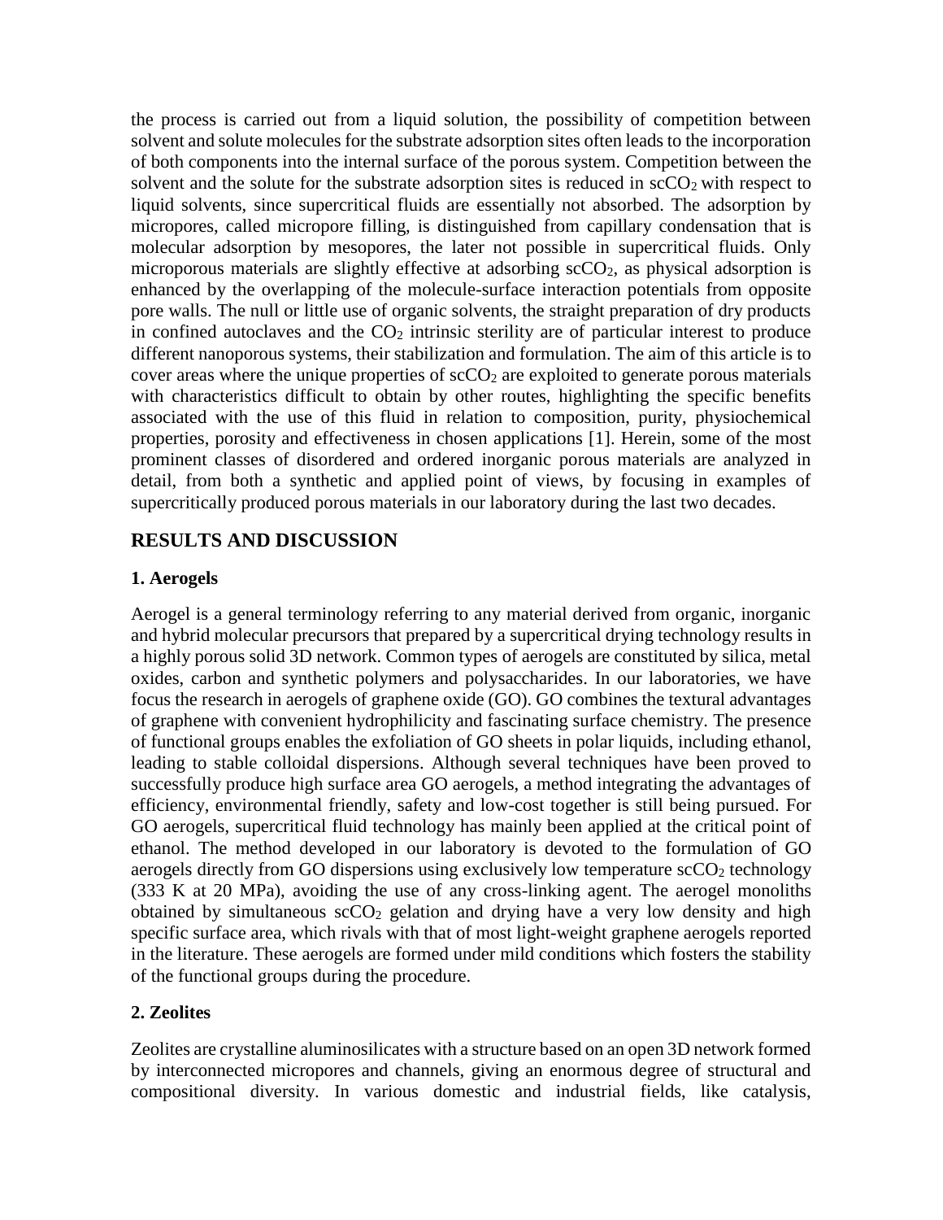the process is carried out from a liquid solution, the possibility of competition between solvent and solute molecules for the substrate adsorption sites often leads to the incorporation of both components into the internal surface of the porous system. Competition between the solvent and the solute for the substrate adsorption sites is reduced in $scCO_2$ with respect to liquid solvents, since supercritical fluids are essentially not absorbed. The adsorption by micropores, called micropore filling, is distinguished from capillary condensation that is molecular adsorption by mesopores, the later not possible in supercritical fluids. Only microporous materials are slightly effective at adsorbing $scCO_2$, as physical adsorption is enhanced by the overlapping of the molecule-surface interaction potentials from opposite pore walls. The null or little use of organic solvents, the straight preparation of dry products in confined autoclaves and the $CO_2$ intrinsic sterility are of particular interest to produce different nanoporous systems, their stabilization and formulation. The aim of this article is to cover areas where the unique properties of $scCO_2$ are exploited to generate porous materials with characteristics difficult to obtain by other routes, highlighting the specific benefits associated with the use of this fluid in relation to composition, purity, physiochemical properties, porosity and effectiveness in chosen applications [1]. Herein, some of the most prominent classes of disordered and ordered inorganic porous materials are analyzed in detail, from both a synthetic and applied point of views, by focusing in examples of supercritically produced porous materials in our laboratory during the last two decades.

## RESULTS AND DISCUSSION

### 1. Aerogels

Aerogel is a general terminology referring to any material derived from organic, inorganic and hybrid molecular precursors that prepared by a supercritical drying technology results in a highly porous solid 3D network. Common types of aerogels are constituted by silica, metal oxides, carbon and synthetic polymers and polysaccharides. In our laboratories, we have focus the research in aerogels of graphene oxide (GO). GO combines the textural advantages of graphene with convenient hydrophilicity and fascinating surface chemistry. The presence of functional groups enables the exfoliation of GO sheets in polar liquids, including ethanol, leading to stable colloidal dispersions. Although several techniques have been proved to successfully produce high surface area GO aerogels, a method integrating the advantages of efficiency, environmental friendly, safety and low-cost together is still being pursued. For GO aerogels, supercritical fluid technology has mainly been applied at the critical point of ethanol. The method developed in our laboratory is devoted to the formulation of GO aerogels directly from GO dispersions using exclusively low temperature $scCO_2$ technology (333 K at 20 MPa), avoiding the use of any cross-linking agent. The aerogel monoliths obtained by simultaneous $scCO_2$ gelation and drying have a very low density and high specific surface area, which rivals with that of most light-weight graphene aerogels reported in the literature. These aerogels are formed under mild conditions which fosters the stability of the functional groups during the procedure.

### 2. Zeolites

Zeolites are crystalline aluminosilicates with a structure based on an open 3D network formed by interconnected micropores and channels, giving an enormous degree of structural and compositional diversity. In various domestic and industrial fields, like catalysis,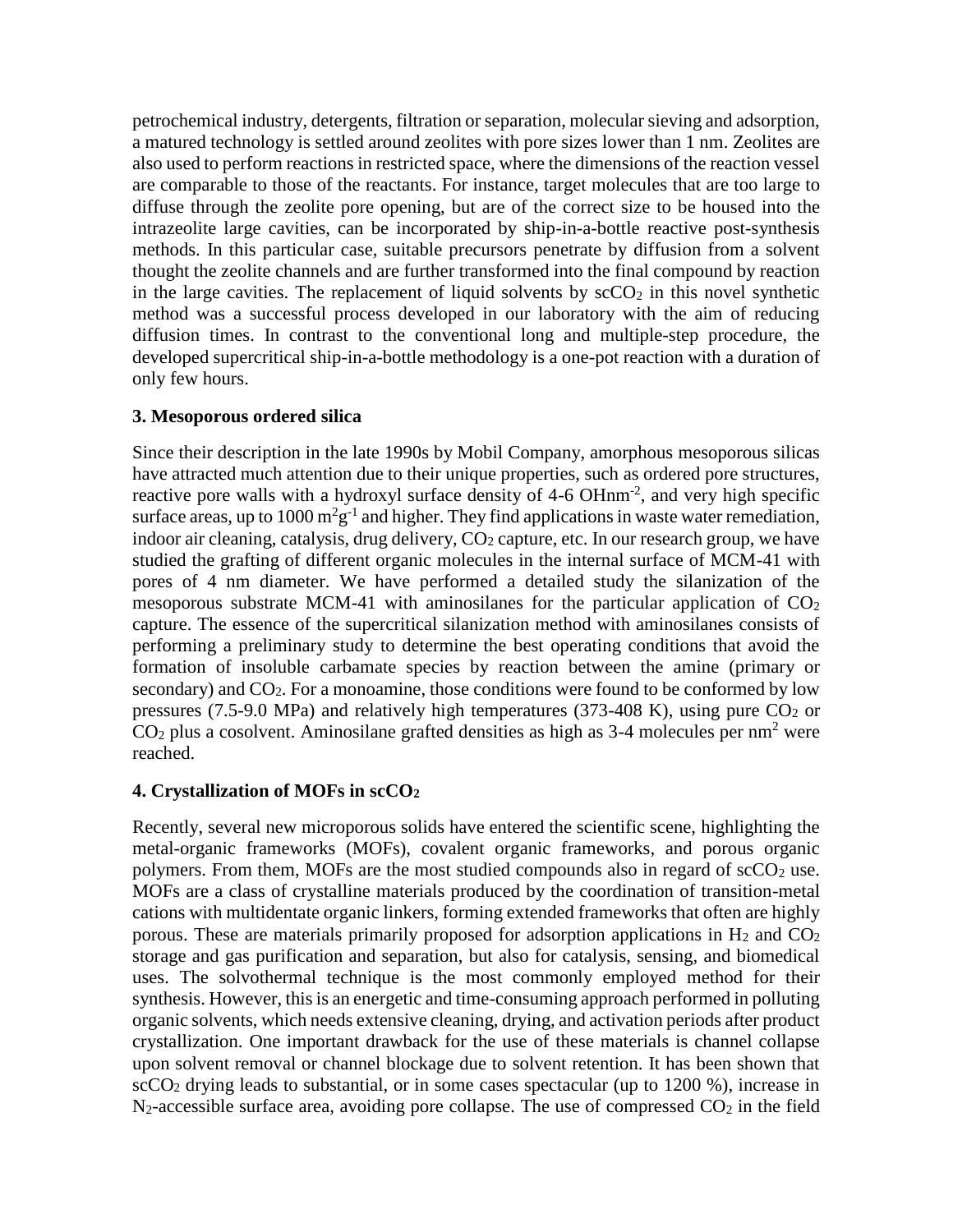petrochemical industry, detergents, filtration or separation, molecular sieving and adsorption, a matured technology is settled around zeolites with pore sizes lower than 1 nm. Zeolites are also used to perform reactions in restricted space, where the dimensions of the reaction vessel are comparable to those of the reactants. For instance, target molecules that are too large to diffuse through the zeolite pore opening, but are of the correct size to be housed into the intrazeolite large cavities, can be incorporated by ship-in-a-bottle reactive post-synthesis methods. In this particular case, suitable precursors penetrate by diffusion from a solvent thought the zeolite channels and are further transformed into the final compound by reaction in the large cavities. The replacement of liquid solvents by $scCO_2$ in this novel synthetic method was a successful process developed in our laboratory with the aim of reducing diffusion times. In contrast to the conventional long and multiple-step procedure, the developed supercritical ship-in-a-bottle methodology is a one-pot reaction with a duration of only few hours.

### 3. Mesoporous ordered silica

Since their description in the late 1990s by Mobil Company, amorphous mesoporous silicas have attracted much attention due to their unique properties, such as ordered pore structures, reactive pore walls with a hydroxyl surface density of 4-6 $OHnm^{-2}$, and very high specific surface areas, up to 1000 $m^2g^{-1}$ and higher. They find applications in waste water remediation, indoor air cleaning, catalysis, drug delivery, $CO_2$ capture, etc. In our research group, we have studied the grafting of different organic molecules in the internal surface of MCM-41 with pores of 4 nm diameter. We have performed a detailed study the silanization of the mesoporous substrate MCM-41 with aminosilanes for the particular application of $CO_2$ capture. The essence of the supercritical silanization method with aminosilanes consists of performing a preliminary study to determine the best operating conditions that avoid the formation of insoluble carbamate species by reaction between the amine (primary or secondary) and $CO_2$. For a monoamine, those conditions were found to be conformed by low pressures (7.5-9.0 MPa) and relatively high temperatures (373-408 K), using pure $CO_2$ or $CO_2$ plus a cosolvent. Aminosilane grafted densities as high as 3-4 molecules per $nm^2$ were reached.

### 4. Crystallization of MOFs in $scCO_2$

Recently, several new microporous solids have entered the scientific scene, highlighting the metal-organic frameworks (MOFs), covalent organic frameworks, and porous organic polymers. From them, MOFs are the most studied compounds also in regard of $scCO_2$ use. MOFs are a class of crystalline materials produced by the coordination of transition-metal cations with multidentate organic linkers, forming extended frameworks that often are highly porous. These are materials primarily proposed for adsorption applications in $H_2$ and $CO_2$ storage and gas purification and separation, but also for catalysis, sensing, and biomedical uses. The solvothermal technique is the most commonly employed method for their synthesis. However, this is an energetic and time-consuming approach performed in polluting organic solvents, which needs extensive cleaning, drying, and activation periods after product crystallization. One important drawback for the use of these materials is channel collapse upon solvent removal or channel blockage due to solvent retention. It has been shown that $scCO_2$ drying leads to substantial, or in some cases spectacular (up to 1200 %), increase in $N_2$-accessible surface area, avoiding pore collapse. The use of compressed $CO_2$ in the field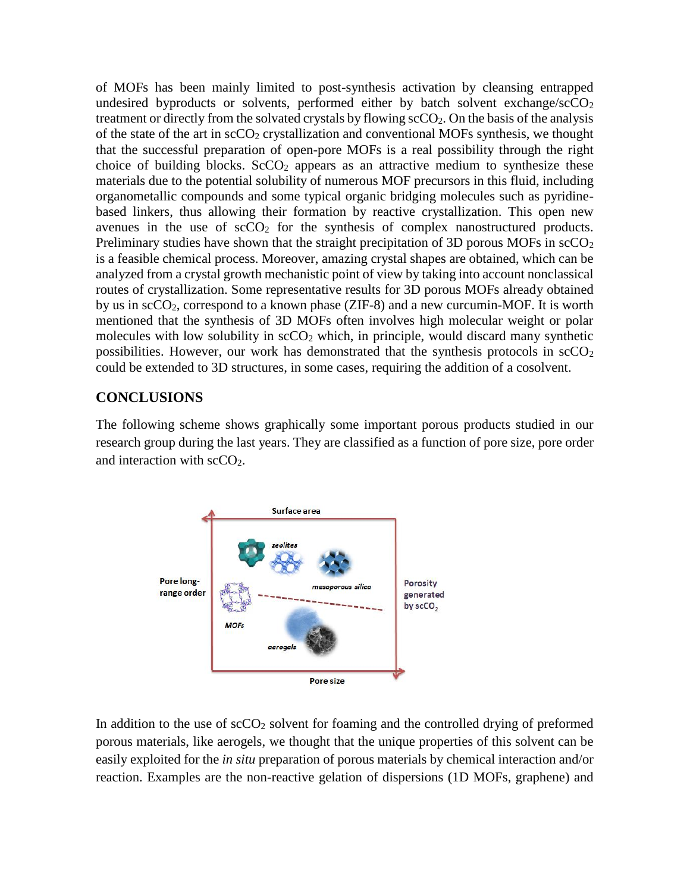of MOFs has been mainly limited to post-synthesis activation by cleansing entrapped undesired byproducts or solvents, performed either by batch solvent exchange/sc$CO_2$ treatment or directly from the solvated crystals by flowing sc$CO_2$. On the basis of the analysis of the state of the art in sc$CO_2$ crystallization and conventional MOFs synthesis, we thought that the successful preparation of open-pore MOFs is a real possibility through the right choice of building blocks. Sc$CO_2$ appears as an attractive medium to synthesize these materials due to the potential solubility of numerous MOF precursors in this fluid, including organometallic compounds and some typical organic bridging molecules such as pyridine-based linkers, thus allowing their formation by reactive crystallization. This open new avenues in the use of sc$CO_2$ for the synthesis of complex nanostructured products. Preliminary studies have shown that the straight precipitation of 3D porous MOFs in sc$CO_2$ is a feasible chemical process. Moreover, amazing crystal shapes are obtained, which can be analyzed from a crystal growth mechanistic point of view by taking into account nonclassical routes of crystallization. Some representative results for 3D porous MOFs already obtained by us in sc$CO_2$, correspond to a known phase (ZIF-8) and a new curcumin-MOF. It is worth mentioned that the synthesis of 3D MOFs often involves high molecular weight or polar molecules with low solubility in sc$CO_2$ which, in principle, would discard many synthetic possibilities. However, our work has demonstrated that the synthesis protocols in sc$CO_2$ could be extended to 3D structures, in some cases, requiring the addition of a cosolvent.

## CONCLUSIONS

The following scheme shows graphically some important porous products studied in our research group during the last years. They are classified as a function of pore size, pore order and interaction with sc$CO_2$.

Surface area

Pore long-range order

Porosity generated by sc$CO_2$

Pore size

*zeolites* *mesoporous silica* *MOFs* *aerogels*

In addition to the use of sc$CO_2$ solvent for foaming and the controlled drying of preformed porous materials, like aerogels, we thought that the unique properties of this solvent can be easily exploited for the *in situ* preparation of porous materials by chemical interaction and/or reaction. Examples are the non-reactive gelation of dispersions (1D MOFs, graphene) and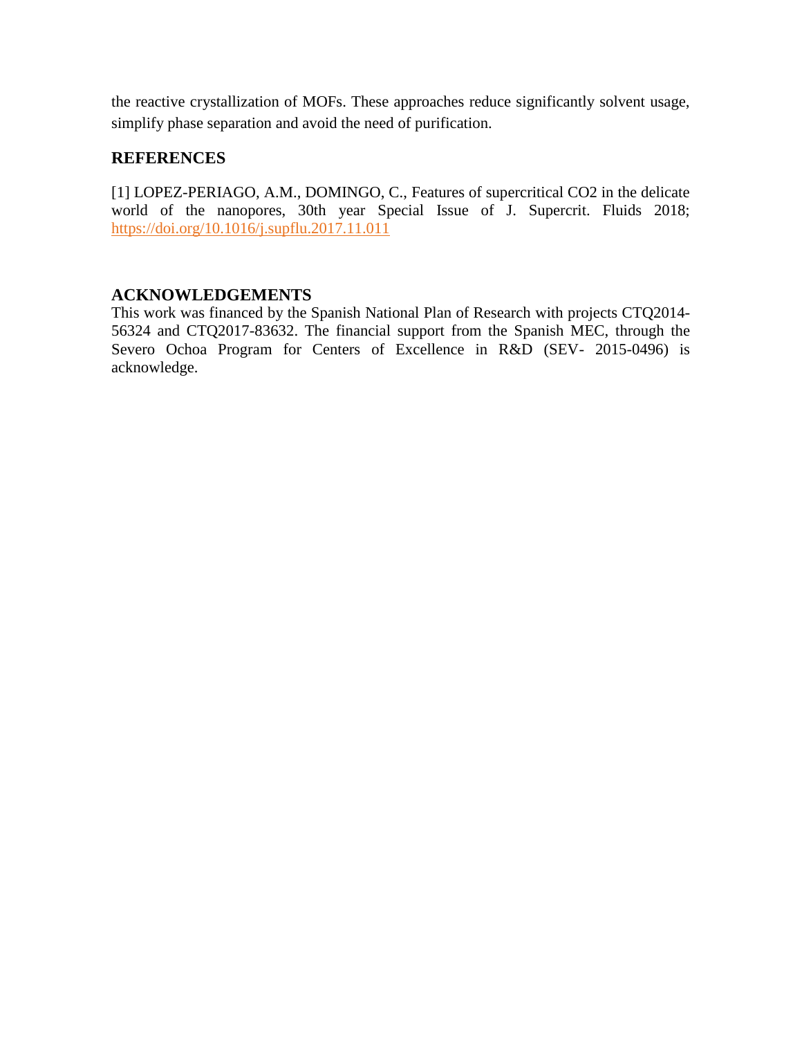the reactive crystallization of MOFs. These approaches reduce significantly solvent usage, simplify phase separation and avoid the need of purification.

## REFERENCES

[1] LOPEZ-PERIAGO, A.M., DOMINGO, C., Features of supercritical $CO_2$ in the delicate world of the nanopores, 30th year Special Issue of J. Supercrit. Fluids 2018; https://doi.org/10.1016/j.supflu.2017.11.011

## ACKNOWLEDGEMENTS

This work was financed by the Spanish National Plan of Research with projects CTQ2014-56324 and CTQ2017-83632. The financial support from the Spanish MEC, through the Severo Ochoa Program for Centers of Excellence in R&D (SEV- 2015-0496) is acknowledge.